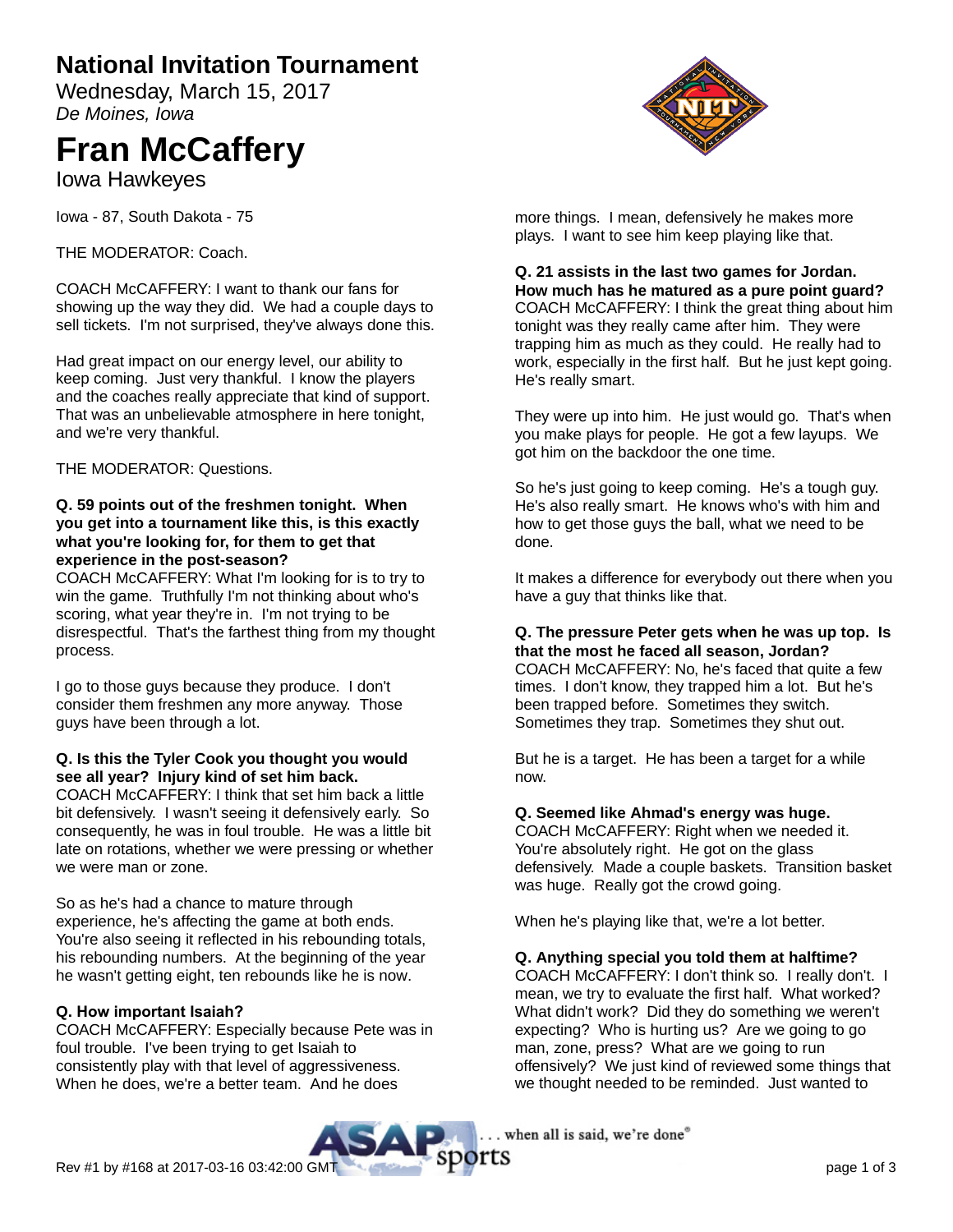# National Invitation Tournament

Wednesday, March 15, 2017

*De Moines, Iowa*

# Fran McCaffery

Iowa Hawkeyes

Iowa - 87, South Dakota - 75

THE MODERATOR: Coach.

COACH McCAFFERY: I want to thank our fans for showing up the way they did. We had a couple days to sell tickets. I'm not surprised, they've always done this.

Had great impact on our energy level, our ability to keep coming. Just very thankful. I know the players and the coaches really appreciate that kind of support. That was an unbelievable atmosphere in here tonight, and we're very thankful.

THE MODERATOR: Questions.

**Q. 59 points out of the freshmen tonight. When you get into a tournament like this, is this exactly what you're looking for, for them to get that experience in the post-season?**

COACH McCAFFERY: What I'm looking for is to try to win the game. Truthfully I'm not thinking about who's scoring, what year they're in. I'm not trying to be disrespectful. That's the farthest thing from my thought process.

I go to those guys because they produce. I don't consider them freshmen any more anyway. Those guys have been through a lot.

**Q. Is this the Tyler Cook you thought you would see all year? Injury kind of set him back.**

COACH McCAFFERY: I think that set him back a little bit defensively. I wasn't seeing it defensively early. So consequently, he was in foul trouble. He was a little bit late on rotations, whether we were pressing or whether we were man or zone.

So as he's had a chance to mature through experience, he's affecting the game at both ends. You're also seeing it reflected in his rebounding totals, his rebounding numbers. At the beginning of the year he wasn't getting eight, ten rebounds like he is now.

**Q. How important Isaiah?**

COACH McCAFFERY: Especially because Pete was in foul trouble. I've been trying to get Isaiah to consistently play with that level of aggressiveness. When he does, we're a better team. And he does more things. I mean, defensively he makes more plays. I want to see him keep playing like that.

**Q. 21 assists in the last two games for Jordan. How much has he matured as a pure point guard?**

COACH McCAFFERY: I think the great thing about him tonight was they really came after him. They were trapping him as much as they could. He really had to work, especially in the first half. But he just kept going. He's really smart.

They were up into him. He just would go. That's when you make plays for people. He got a few layups. We got him on the backdoor the one time.

So he's just going to keep coming. He's a tough guy. He's also really smart. He knows who's with him and how to get those guys the ball, what we need to be done.

It makes a difference for everybody out there when you have a guy that thinks like that.

**Q. The pressure Peter gets when he was up top. Is that the most he faced all season, Jordan?**

COACH McCAFFERY: No, he's faced that quite a few times. I don't know, they trapped him a lot. But he's been trapped before. Sometimes they switch. Sometimes they trap. Sometimes they shut out.

But he is a target. He has been a target for a while now.

**Q. Seemed like Ahmad's energy was huge.**

COACH McCAFFERY: Right when we needed it. You're absolutely right. He got on the glass defensively. Made a couple baskets. Transition basket was huge. Really got the crowd going.

When he's playing like that, we're a lot better.

**Q. Anything special you told them at halftime?**

COACH McCAFFERY: I don't think so. I really don't. I mean, we try to evaluate the first half. What worked? What didn't work? Did they do something we weren't expecting? Who is hurting us? Are we going to go man, zone, press? What are we going to run offensively? We just kind of reviewed some things that we thought needed to be reminded. Just wanted to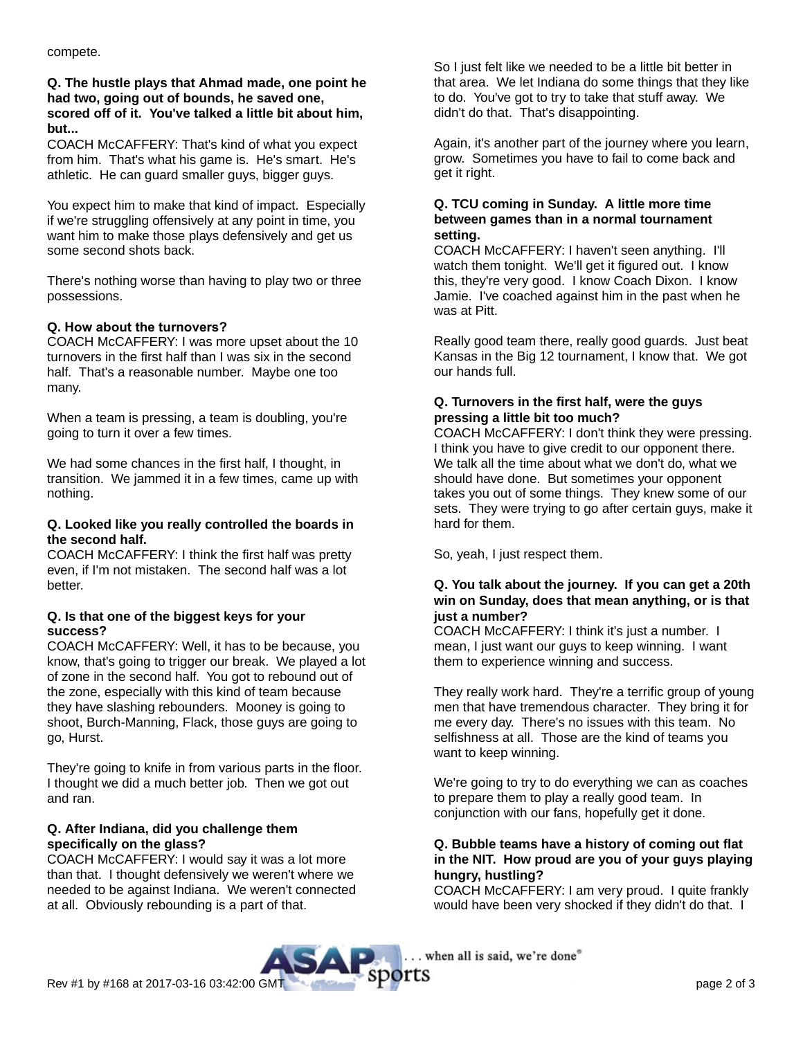compete.

**Q. The hustle plays that Ahmad made, one point he had two, going out of bounds, he saved one, scored off of it. You've talked a little bit about him, but...**

COACH McCAFFERY: That's kind of what you expect from him. That's what his game is. He's smart. He's athletic. He can guard smaller guys, bigger guys.

You expect him to make that kind of impact. Especially if we're struggling offensively at any point in time, you want him to make those plays defensively and get us some second shots back.

There's nothing worse than having to play two or three possessions.

**Q. How about the turnovers?**

COACH McCAFFERY: I was more upset about the 10 turnovers in the first half than I was six in the second half. That's a reasonable number. Maybe one too many.

When a team is pressing, a team is doubling, you're going to turn it over a few times.

We had some chances in the first half, I thought, in transition. We jammed it in a few times, came up with nothing.

**Q. Looked like you really controlled the boards in the second half.**

COACH McCAFFERY: I think the first half was pretty even, if I'm not mistaken. The second half was a lot better.

**Q. Is that one of the biggest keys for your success?**

COACH McCAFFERY: Well, it has to be because, you know, that's going to trigger our break. We played a lot of zone in the second half. You got to rebound out of the zone, especially with this kind of team because they have slashing rebounders. Mooney is going to shoot, Burch-Manning, Flack, those guys are going to go, Hurst.

They're going to knife in from various parts in the floor. I thought we did a much better job. Then we got out and ran.

**Q. After Indiana, did you challenge them specifically on the glass?**

COACH McCAFFERY: I would say it was a lot more than that. I thought defensively we weren't where we needed to be against Indiana. We weren't connected at all. Obviously rebounding is a part of that.

So I just felt like we needed to be a little bit better in that area. We let Indiana do some things that they like to do. You've got to try to take that stuff away. We didn't do that. That's disappointing.

Again, it's another part of the journey where you learn, grow. Sometimes you have to fail to come back and get it right.

**Q. TCU coming in Sunday. A little more time between games than in a normal tournament setting.**

COACH McCAFFERY: I haven't seen anything. I'll watch them tonight. We'll get it figured out. I know this, they're very good. I know Coach Dixon. I know Jamie. I've coached against him in the past when he was at Pitt.

Really good team there, really good guards. Just beat Kansas in the Big 12 tournament, I know that. We got our hands full.

**Q. Turnovers in the first half, were the guys pressing a little bit too much?**

COACH McCAFFERY: I don't think they were pressing. I think you have to give credit to our opponent there. We talk all the time about what we don't do, what we should have done. But sometimes your opponent takes you out of some things. They knew some of our sets. They were trying to go after certain guys, make it hard for them.

So, yeah, I just respect them.

**Q. You talk about the journey. If you can get a 20th win on Sunday, does that mean anything, or is that just a number?**

COACH McCAFFERY: I think it's just a number. I mean, I just want our guys to keep winning. I want them to experience winning and success.

They really work hard. They're a terrific group of young men that have tremendous character. They bring it for me every day. There's no issues with this team. No selfishness at all. Those are the kind of teams you want to keep winning.

We're going to try to do everything we can as coaches to prepare them to play a really good team. In conjunction with our fans, hopefully get it done.

**Q. Bubble teams have a history of coming out flat in the NIT. How proud are you of your guys playing hungry, hustling?**

COACH McCAFFERY: I am very proud. I quite frankly would have been very shocked if they didn't do that. I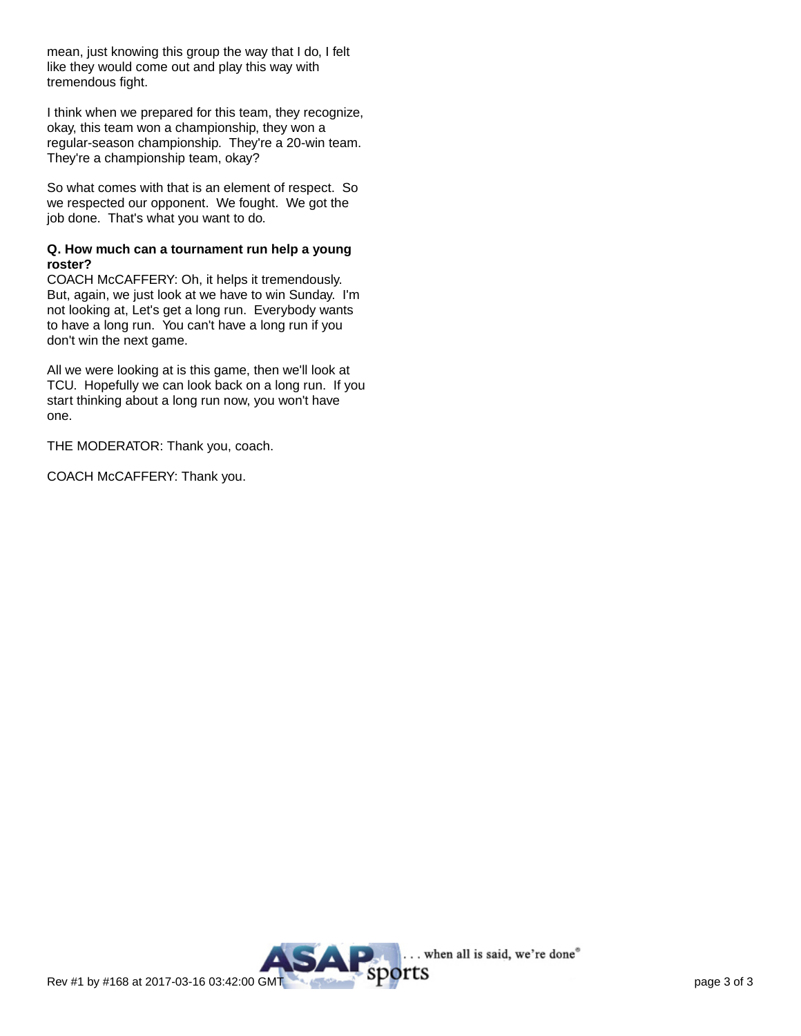mean, just knowing this group the way that I do, I felt like they would come out and play this way with tremendous fight.

I think when we prepared for this team, they recognize, okay, this team won a championship, they won a regular-season championship. They're a 20-win team. They're a championship team, okay?

So what comes with that is an element of respect. So we respected our opponent. We fought. We got the job done. That's what you want to do.

**Q. How much can a tournament run help a young roster?**

COACH McCAFFERY: Oh, it helps it tremendously. But, again, we just look at we have to win Sunday. I'm not looking at, Let's get a long run. Everybody wants to have a long run. You can't have a long run if you don't win the next game.

All we were looking at is this game, then we'll look at TCU. Hopefully we can look back on a long run. If you start thinking about a long run now, you won't have one.

THE MODERATOR: Thank you, coach.

COACH McCAFFERY: Thank you.